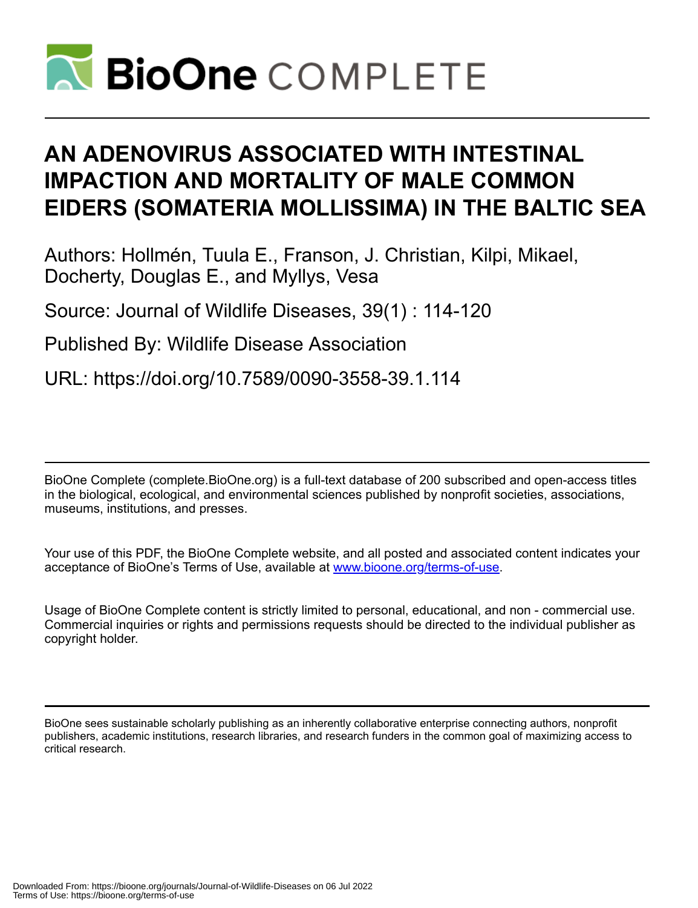# BioOne COMPLETE

# AN ADENOVIRUS ASSOCIATED WITH INTESTINAL IMPACTION AND MORTALITY OF MALE COMMON EIDERS (SOMATERIA MOLLISSIMA) IN THE BALTIC SEA

Authors: Hollmén, Tuula E., Franson, J. Christian, Kilpi, Mikael, Docherty, Douglas E., and Myllys, Vesa

Source: Journal of Wildlife Diseases, 39(1) : 114-120

Published By: Wildlife Disease Association

URL: https://doi.org/10.7589/0090-3558-39.1.114

BioOne Complete (complete.BioOne.org) is a full-text database of 200 subscribed and open-access titles in the biological, ecological, and environmental sciences published by nonprofit societies, associations, museums, institutions, and presses.

Your use of this PDF, the BioOne Complete website, and all posted and associated content indicates your acceptance of BioOne's Terms of Use, available at www.bioone.org/terms-of-use.

Usage of BioOne Complete content is strictly limited to personal, educational, and non - commercial use. Commercial inquiries or rights and permissions requests should be directed to the individual publisher as copyright holder.

BioOne sees sustainable scholarly publishing as an inherently collaborative enterprise connecting authors, nonprofit publishers, academic institutions, research libraries, and research funders in the common goal of maximizing access to critical research.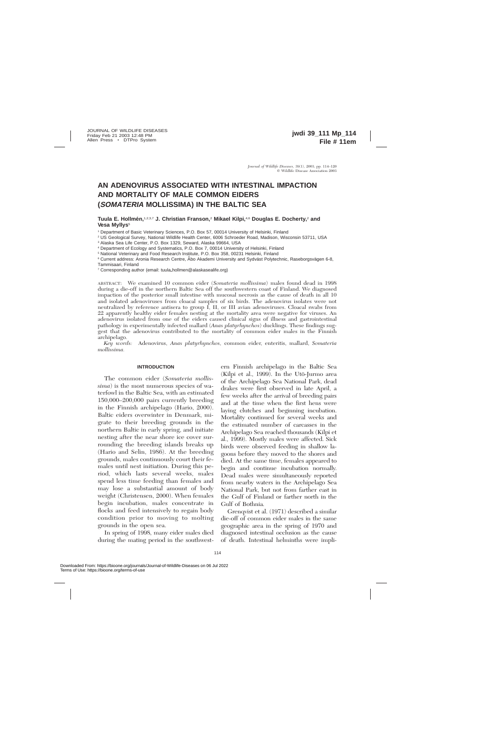# AN ADENOVIRUS ASSOCIATED WITH INTESTINAL IMPACTION AND MORTALITY OF MALE COMMON EIDERS (*SOMATERIA* MOLLISSIMA) IN THE BALTIC SEA

**Tuula E. Hollmén,**[1,2,3,7] **J. Christian Franson,**[2] **Mikael Kilpi,**[4,6] **Douglas E. Docherty,**[2] **and Vesa Myllys**[5]

[1] Department of Basic Veterinary Sciences, P.O. Box 57, 00014 University of Helsinki, Finland

[2] US Geological Survey, National Wildlife Health Center, 6006 Schroeder Road, Madison, Wisconsin 53711, USA

[3] Alaska Sea Life Center, P.O. Box 1329, Seward, Alaska 99664, USA

[4] Department of Ecology and Systematics, P.O. Box 7, 00014 University of Helsinki, Finland

[5] National Veterinary and Food Research Institute, P.O. Box 358, 00231 Helsinki, Finland

[6] Current address: Aronia Research Centre, Åbo Akademi University and Sydväst Polytechnic, Raseborgsvägen 6-8, Tammisaari, Finland

[7] Corresponding author (email: tuula_hollmen@alaskasealife.org)

ABSTRACT: We examined 10 common eider (*Somateria mollissima*) males found dead in 1998 during a die-off in the northern Baltic Sea off the southwestern coast of Finland. We diagnosed impaction of the posterior small intestine with mucosal necrosis as the cause of death in all 10 and isolated adenoviruses from cloacal samples of six birds. The adenovirus isolates were not neutralized by reference antisera to group I, II, or III avian adenoviruses. Cloacal swabs from 22 apparently healthy eider females nesting at the mortality area were negative for viruses. An adenovirus isolated from one of the eiders caused clinical signs of illness and gastrointestinal pathology in experimentally infected mallard (*Anas platyrhynchos*) ducklings. These findings suggest that the adenovirus contributed to the mortality of common eider males in the Finnish archipelago.

*Key words:* Adenovirus, *Anas platyrhynchos,* common eider, enteritis, mallard, *Somateria mollissima.*

## INTRODUCTION

The common eider (*Somateria mollissima*) is the most numerous species of waterfowl in the Baltic Sea, with an estimated 150,000–200,000 pairs currently breeding in the Finnish archipelago (Hario, 2000). Baltic eiders overwinter in Denmark, migrate to their breeding grounds in the northern Baltic in early spring, and initiate nesting after the near shore ice cover surrounding the breeding islands breaks up (Hario and Selin, 1986). At the breeding grounds, males continuously court their females until nest initiation. During this period, which lasts several weeks, males spend less time feeding than females and may lose a substantial amount of body weight (Christensen, 2000). When females begin incubation, males concentrate in flocks and feed intensively to regain body condition prior to moving to molting grounds in the open sea.

In spring of 1998, many eider males died during the mating period in the southwestern Finnish archipelago in the Baltic Sea (Kilpi et al., 1999). In the Utö-Jurmo area of the Archipelago Sea National Park, dead drakes were first observed in late April, a few weeks after the arrival of breeding pairs and at the time when the first hens were laying clutches and beginning incubation. Mortality continued for several weeks and the estimated number of carcasses in the Archipelago Sea reached thousands (Kilpi et al., 1999). Mostly males were affected. Sick birds were observed feeding in shallow lagoons before they moved to the shores and died. At the same time, females appeared to begin and continue incubation normally. Dead males were simultaneously reported from nearby waters in the Archipelago Sea National Park, but not from farther east in the Gulf of Finland or farther north in the Gulf of Bothnia.

Grenqvist et al. (1971) described a similar die-off of common eider males in the same geographic area in the spring of 1970 and diagnosed intestinal occlusion as the cause of death. Intestinal helminths were impli-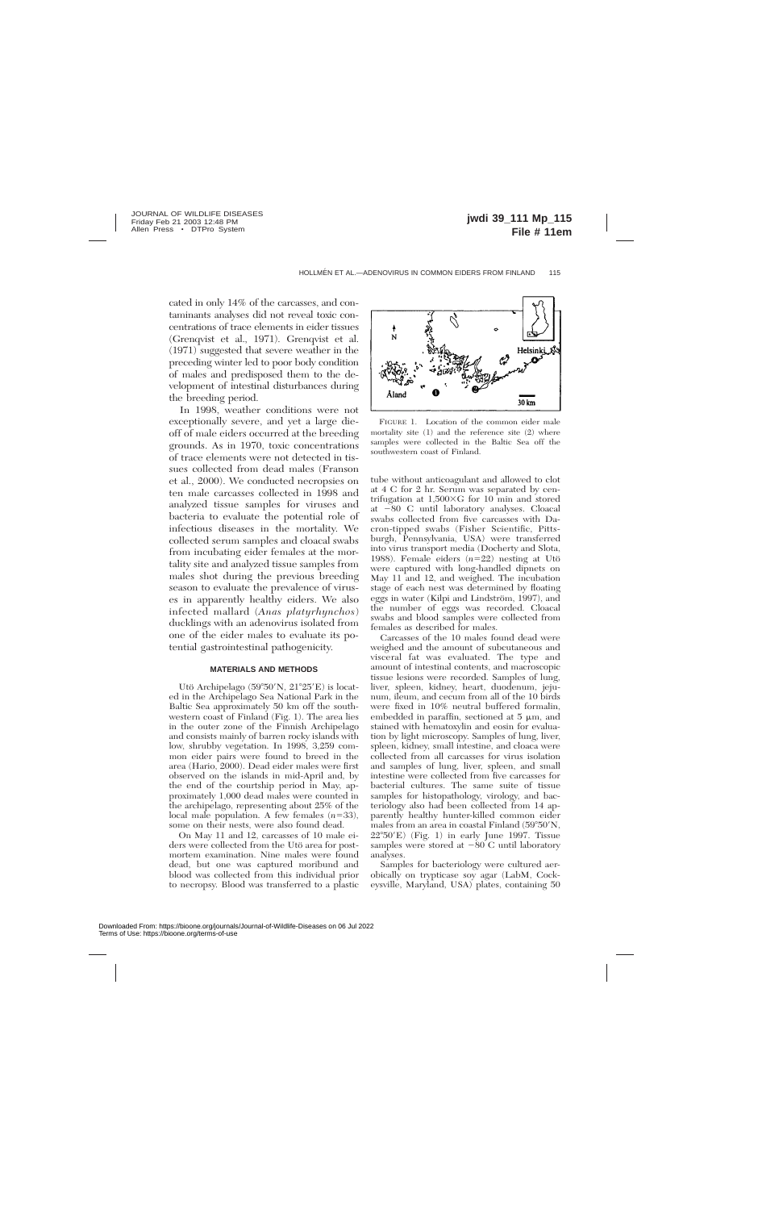cated in only 14% of the carcasses, and contaminants analyses did not reveal toxic concentrations of trace elements in eider tissues (Grenqvist et al., 1971). Grenqvist et al. (1971) suggested that severe weather in the preceding winter led to poor body condition of males and predisposed them to the development of intestinal disturbances during the breeding period.

In 1998, weather conditions were not exceptionally severe, and yet a large die-off of male eiders occurred at the breeding grounds. As in 1970, toxic concentrations of trace elements were not detected in tissues collected from dead males (Franson et al., 2000). We conducted necropsies on ten male carcasses collected in 1998 and analyzed tissue samples for viruses and bacteria to evaluate the potential role of infectious diseases in the mortality. We collected serum samples and cloacal swabs from incubating eider females at the mortality site and analyzed tissue samples from males shot during the previous breeding season to evaluate the prevalence of viruses in apparently healthy eiders. We also infected mallard (*Anas platyrhynchos*) ducklings with an adenovirus isolated from one of the eider males to evaluate its potential gastrointestinal pathogenicity.

## MATERIALS AND METHODS

Utö Archipelago (59°50′N, 21°25′E) is located in the Archipelago Sea National Park in the Baltic Sea approximately 50 km off the southwestern coast of Finland (Fig. 1). The area lies in the outer zone of the Finnish Archipelago and consists mainly of barren rocky islands with low, shrubby vegetation. In 1998, 3,259 common eider pairs were found to breed in the area (Hario, 2000). Dead eider males were first observed on the islands in mid-April and, by the end of the courtship period in May, approximately 1,000 dead males were counted in the archipelago, representing about 25% of the local male population. A few females ($n$=33), some on their nests, were also found dead.

On May 11 and 12, carcasses of 10 male eiders were collected from the Utö area for postmortem examination. Nine males were found dead, but one was captured moribund and blood was collected from this individual prior to necropsy. Blood was transferred to a plastic tube without anticoagulant and allowed to clot at 4 C for 2 hr. Serum was separated by centrifugation at 1,500×G for 10 min and stored at −80 C until laboratory analyses. Cloacal swabs collected from five carcasses with Dacron-tipped swabs (Fisher Scientific, Pittsburgh, Pennsylvania, USA) were transferred into virus transport media (Docherty and Slota, 1988). Female eiders ($n$=22) nesting at Utö were captured with long-handled dipnets on May 11 and 12, and weighed. The incubation stage of each nest was determined by floating eggs in water (Kilpi and Lindström, 1997), and the number of eggs was recorded. Cloacal swabs and blood samples were collected from females as described for males.

Carcasses of the 10 males found dead were weighed and the amount of subcutaneous and visceral fat was evaluated. The type and amount of intestinal contents, and macroscopic tissue lesions were recorded. Samples of lung, liver, spleen, kidney, heart, duodenum, jejunum, ileum, and cecum from all of the 10 birds were fixed in 10% neutral buffered formalin, embedded in paraffin, sectioned at 5 μm, and stained with hematoxylin and eosin for evaluation by light microscopy. Samples of lung, liver, spleen, kidney, small intestine, and cloaca were collected from all carcasses for virus isolation and samples of lung, liver, spleen, and small intestine were collected from five carcasses for bacterial cultures. The same suite of tissue samples for histopathology, virology, and bacteriology also had been collected from 14 apparently healthy hunter-killed common eider males from an area in coastal Finland (59°50′N, 22°50′E) (Fig. 1) in early June 1997. Tissue samples were stored at −80 C until laboratory analyses.

Samples for bacteriology were cultured aerobically on trypticase soy agar (LabM, Cockeysville, Maryland, USA) plates, containing 50

FIGURE 1. Location of the common eider male mortality site (1) and the reference site (2) where samples were collected in the Baltic Sea off the southwestern coast of Finland.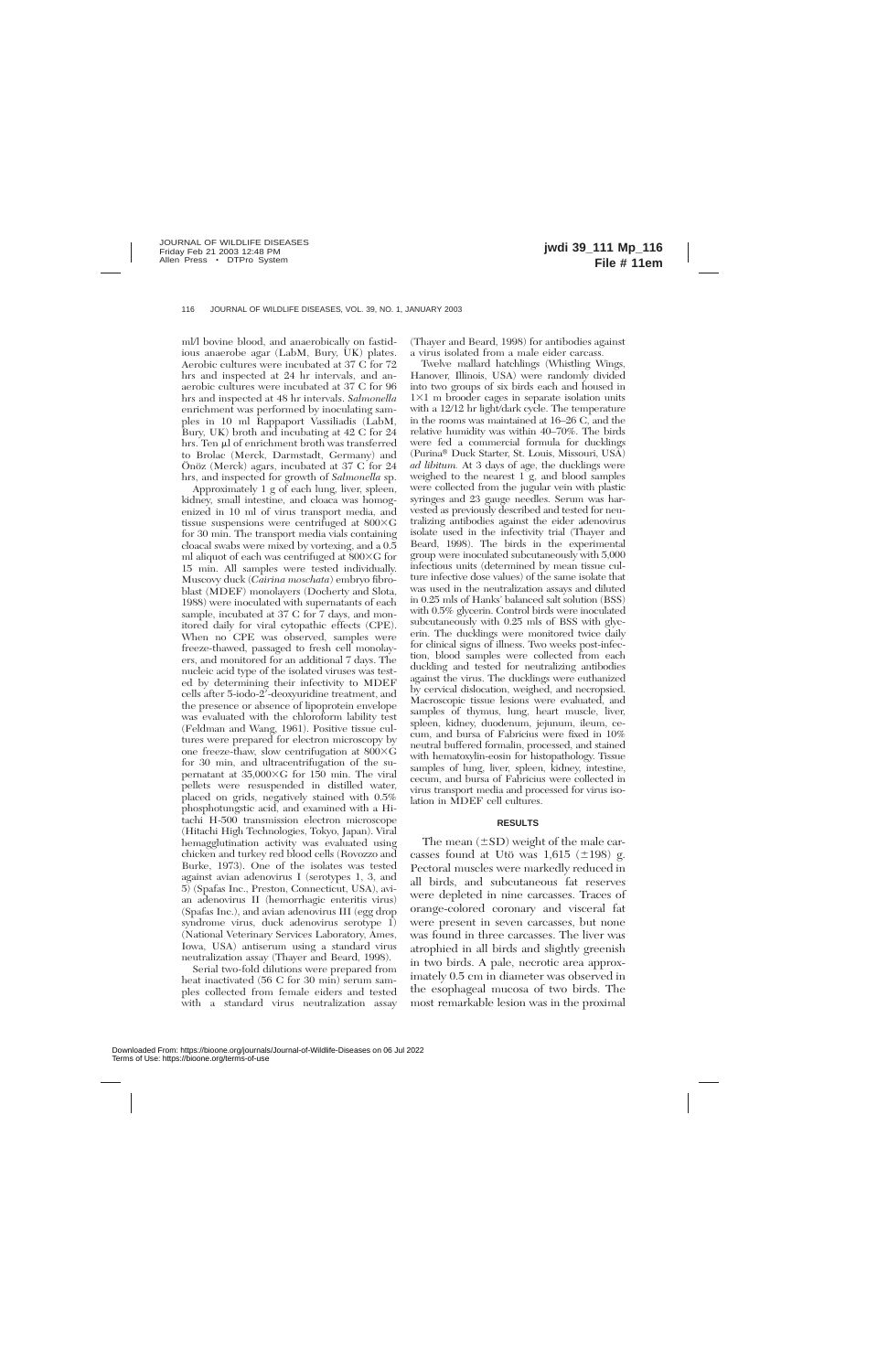ml/l bovine blood, and anaerobically on fastidious anaerobe agar (LabM, Bury, UK) plates. Aerobic cultures were incubated at 37 C for 72 hrs and inspected at 24 hr intervals, and anaerobic cultures were incubated at 37 C for 96 hrs and inspected at 48 hr intervals. *Salmonella* enrichment was performed by inoculating samples in 10 ml Rappaport Vassiliadis (LabM, Bury, UK) broth and incubating at 42 C for 24 hrs. Ten µl of enrichment broth was transferred to Brolac (Merck, Darmstadt, Germany) and Önöz (Merck) agars, incubated at 37 C for 24 hrs, and inspected for growth of *Salmonella* sp.

Approximately 1 g of each lung, liver, spleen, kidney, small intestine, and cloaca was homogenized in 10 ml of virus transport media, and tissue suspensions were centrifuged at 800×G for 30 min. The transport media vials containing cloacal swabs were mixed by vortexing, and a 0.5 ml aliquot of each was centrifuged at 800×G for 15 min. All samples were tested individually. Muscovy duck (*Cairina moschata*) embryo fibroblast (MDEF) monolayers (Docherty and Slota, 1988) were inoculated with supernatants of each sample, incubated at 37 C for 7 days, and monitored daily for viral cytopathic effects (CPE). When no CPE was observed, samples were freeze-thawed, passaged to fresh cell monolayers, and monitored for an additional 7 days. The nucleic acid type of the isolated viruses was tested by determining their infectivity to MDEF cells after 5-iodo-2′-deoxyuridine treatment, and the presence or absence of lipoprotein envelope was evaluated with the chloroform lability test (Feldman and Wang, 1961). Positive tissue cultures were prepared for electron microscopy by one freeze-thaw, slow centrifugation at 800×G for 30 min, and ultracentrifugation of the supernatant at 35,000×G for 150 min. The viral pellets were resuspended in distilled water, placed on grids, negatively stained with 0.5% phosphotungstic acid, and examined with a Hitachi H-500 transmission electron microscope (Hitachi High Technologies, Tokyo, Japan). Viral hemagglutination activity was evaluated using chicken and turkey red blood cells (Rovozzo and Burke, 1973). One of the isolates was tested against avian adenovirus I (serotypes 1, 3, and 5) (Spafas Inc., Preston, Connecticut, USA), avian adenovirus II (hemorrhagic enteritis virus) (Spafas Inc.), and avian adenovirus III (egg drop syndrome virus, duck adenovirus serotype 1) (National Veterinary Services Laboratory, Ames, Iowa, USA) antiserum using a standard virus neutralization assay (Thayer and Beard, 1998).

Serial two-fold dilutions were prepared from heat inactivated (56 C for 30 min) serum samples collected from female eiders and tested with a standard virus neutralization assay (Thayer and Beard, 1998) for antibodies against a virus isolated from a male eider carcass.

Twelve mallard hatchlings (Whistling Wings, Hanover, Illinois, USA) were randomly divided into two groups of six birds each and housed in 1×1 m brooder cages in separate isolation units with a 12/12 hr light/dark cycle. The temperature in the rooms was maintained at 16–26 C, and the relative humidity was within 40–70%. The birds were fed a commercial formula for ducklings (Purina® Duck Starter, St. Louis, Missouri, USA) *ad libitum.* At 3 days of age, the ducklings were weighed to the nearest 1 g, and blood samples were collected from the jugular vein with plastic syringes and 23 gauge needles. Serum was harvested as previously described and tested for neutralizing antibodies against the eider adenovirus isolate used in the infectivity trial (Thayer and Beard, 1998). The birds in the experimental group were inoculated subcutaneously with 5,000 infectious units (determined by mean tissue culture infective dose values) of the same isolate that was used in the neutralization assays and diluted in 0.25 mls of Hanks' balanced salt solution (BSS) with 0.5% glycerin. Control birds were inoculated subcutaneously with 0.25 mls of BSS with glycerin. The ducklings were monitored twice daily for clinical signs of illness. Two weeks post-infection, blood samples were collected from each duckling and tested for neutralizing antibodies against the virus. The ducklings were euthanized by cervical dislocation, weighed, and necropsied. Macroscopic tissue lesions were evaluated, and samples of thymus, lung, heart muscle, liver, spleen, kidney, duodenum, jejunum, ileum, cecum, and bursa of Fabricius were fixed in 10% neutral buffered formalin, processed, and stained with hematoxylin-eosin for histopathology. Tissue samples of lung, liver, spleen, kidney, intestine, cecum, and bursa of Fabricius were collected in virus transport media and processed for virus isolation in MDEF cell cultures.

## RESULTS

The mean (±SD) weight of the male carcasses found at Utö was 1,615 (±198) g. Pectoral muscles were markedly reduced in all birds, and subcutaneous fat reserves were depleted in nine carcasses. Traces of orange-colored coronary and visceral fat were present in seven carcasses, but none was found in three carcasses. The liver was atrophied in all birds and slightly greenish in two birds. A pale, necrotic area approximately 0.5 cm in diameter was observed in the esophageal mucosa of two birds. The most remarkable lesion was in the proximal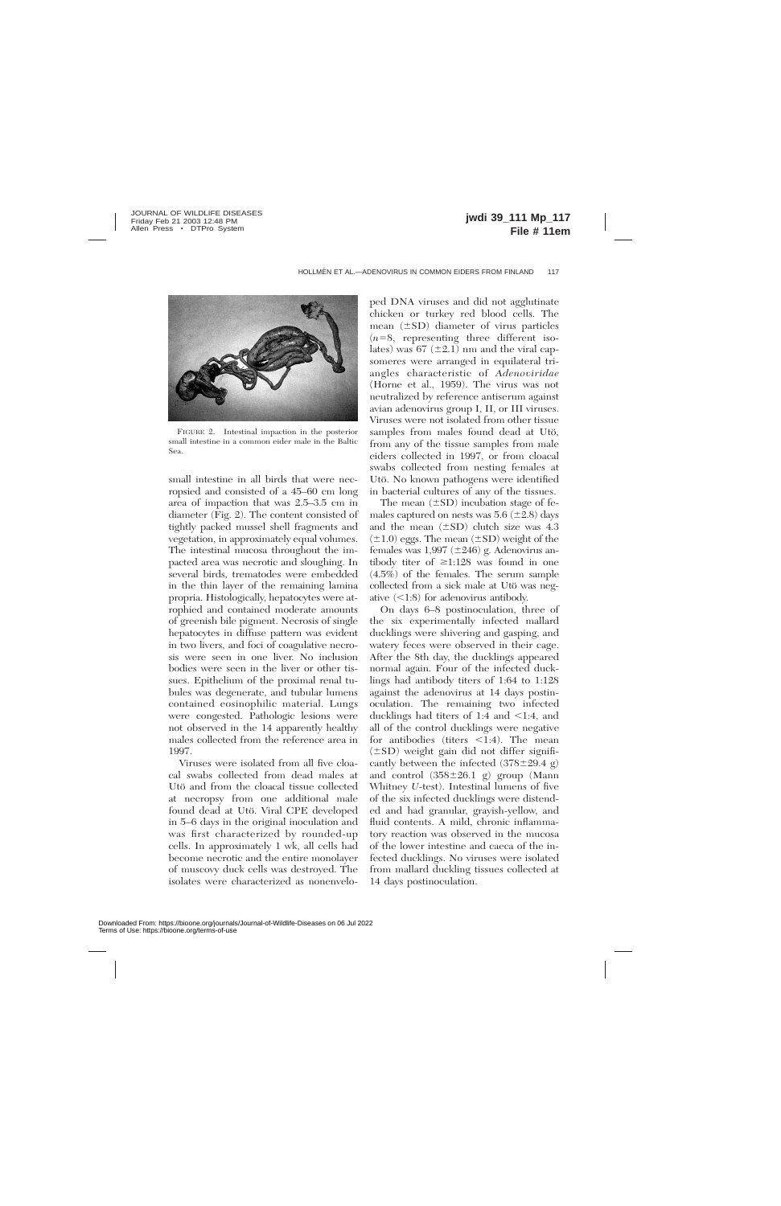FIGURE 2. Intestinal impaction in the posterior small intestine in a common eider male in the Baltic Sea.

small intestine in all birds that were necropsied and consisted of a 45–60 cm long area of impaction that was 2.5–3.5 cm in diameter (Fig. 2). The content consisted of tightly packed mussel shell fragments and vegetation, in approximately equal volumes. The intestinal mucosa throughout the impacted area was necrotic and sloughing. In several birds, trematodes were embedded in the thin layer of the remaining lamina propria. Histologically, hepatocytes were atrophied and contained moderate amounts of greenish bile pigment. Necrosis of single hepatocytes in diffuse pattern was evident in two livers, and foci of coagulative necrosis were seen in one liver. No inclusion bodies were seen in the liver or other tissues. Epithelium of the proximal renal tubules was degenerate, and tubular lumens contained eosinophilic material. Lungs were congested. Pathologic lesions were not observed in the 14 apparently healthy males collected from the reference area in 1997.

Viruses were isolated from all five cloacal swabs collected from dead males at Utö and from the cloacal tissue collected at necropsy from one additional male found dead at Utö. Viral CPE developed in 5–6 days in the original inoculation and was first characterized by rounded-up cells. In approximately 1 wk, all cells had become necrotic and the entire monolayer of muscovy duck cells was destroyed. The isolates were characterized as nonenveloped DNA viruses and did not agglutinate chicken or turkey red blood cells. The mean (±SD) diameter of virus particles ($n$=8, representing three different isolates) was 67 (±2.1) nm and the viral capsomeres were arranged in equilateral triangles characteristic of *Adenoviridae* (Horne et al., 1959). The virus was not neutralized by reference antiserum against avian adenovirus group I, II, or III viruses. Viruses were not isolated from other tissue samples from males found dead at Utö, from any of the tissue samples from male eiders collected in 1997, or from cloacal swabs collected from nesting females at Utö. No known pathogens were identified in bacterial cultures of any of the tissues.

The mean (±SD) incubation stage of females captured on nests was 5.6 (±2.8) days and the mean (±SD) clutch size was 4.3 (±1.0) eggs. The mean (±SD) weight of the females was 1,997 (±246) g. Adenovirus antibody titer of ≥1:128 was found in one (4.5%) of the females. The serum sample collected from a sick male at Utö was negative (<1:8) for adenovirus antibody.

On days 6–8 postinoculation, three of the six experimentally infected mallard ducklings were shivering and gasping, and watery feces were observed in their cage. After the 8th day, the ducklings appeared normal again. Four of the infected ducklings had antibody titers of 1:64 to 1:128 against the adenovirus at 14 days postinoculation. The remaining two infected ducklings had titers of 1:4 and <1:4, and all of the control ducklings were negative for antibodies (titers <1:4). The mean (±SD) weight gain did not differ significantly between the infected (378±29.4 g) and control (358±26.1 g) group (Mann Whitney *U*-test). Intestinal lumens of five of the six infected ducklings were distended and had granular, grayish-yellow, and fluid contents. A mild, chronic inflammatory reaction was observed in the mucosa of the lower intestine and caeca of the infected ducklings. No viruses were isolated from mallard duckling tissues collected at 14 days postinoculation.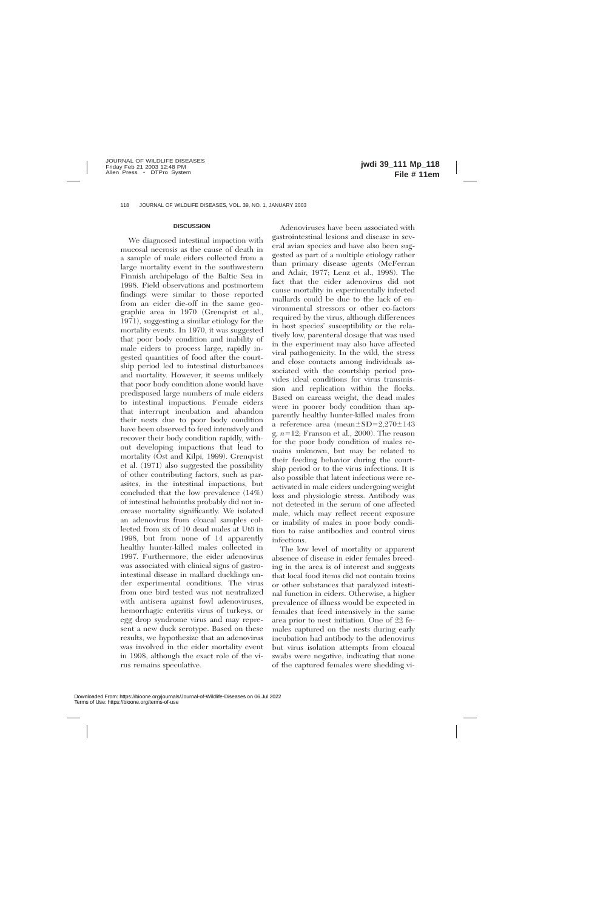## DISCUSSION

We diagnosed intestinal impaction with mucosal necrosis as the cause of death in a sample of male eiders collected from a large mortality event in the southwestern Finnish archipelago of the Baltic Sea in 1998. Field observations and postmortem findings were similar to those reported from an eider die-off in the same geographic area in 1970 (Grenqvist et al., 1971), suggesting a similar etiology for the mortality events. In 1970, it was suggested that poor body condition and inability of male eiders to process large, rapidly ingested quantities of food after the courtship period led to intestinal disturbances and mortality. However, it seems unlikely that poor body condition alone would have predisposed large numbers of male eiders to intestinal impactions. Female eiders that interrupt incubation and abandon their nests due to poor body condition have been observed to feed intensively and recover their body condition rapidly, without developing impactions that lead to mortality (Öst and Kilpi, 1999). Grenqvist et al. (1971) also suggested the possibility of other contributing factors, such as parasites, in the intestinal impactions, but concluded that the low prevalence (14%) of intestinal helminths probably did not increase mortality significantly. We isolated an adenovirus from cloacal samples collected from six of 10 dead males at Utö in 1998, but from none of 14 apparently healthy hunter-killed males collected in 1997. Furthermore, the eider adenovirus was associated with clinical signs of gastrointestinal disease in mallard ducklings under experimental conditions. The virus from one bird tested was not neutralized with antisera against fowl adenoviruses, hemorrhagic enteritis virus of turkeys, or egg drop syndrome virus and may represent a new duck serotype. Based on these results, we hypothesize that an adenovirus was involved in the eider mortality event in 1998, although the exact role of the virus remains speculative.

Adenoviruses have been associated with gastrointestinal lesions and disease in several avian species and have also been suggested as part of a multiple etiology rather than primary disease agents (McFerran and Adair, 1977; Lenz et al., 1998). The fact that the eider adenovirus did not cause mortality in experimentally infected mallards could be due to the lack of environmental stressors or other co-factors required by the virus, although differences in host species' susceptibility or the relatively low, parenteral dosage that was used in the experiment may also have affected viral pathogenicity. In the wild, the stress and close contacts among individuals associated with the courtship period provides ideal conditions for virus transmission and replication within the flocks. Based on carcass weight, the dead males were in poorer body condition than apparently healthy hunter-killed males from a reference area (mean$\pm$SD$=$2,270$\pm$143 g, $n=12$; Franson et al., 2000). The reason for the poor body condition of males remains unknown, but may be related to their feeding behavior during the courtship period or to the virus infections. It is also possible that latent infections were reactivated in male eiders undergoing weight loss and physiologic stress. Antibody was not detected in the serum of one affected male, which may reflect recent exposure or inability of males in poor body condition to raise antibodies and control virus infections.

The low level of mortality or apparent absence of disease in eider females breeding in the area is of interest and suggests that local food items did not contain toxins or other substances that paralyzed intestinal function in eiders. Otherwise, a higher prevalence of illness would be expected in females that feed intensively in the same area prior to nest initiation. One of 22 females captured on the nests during early incubation had antibody to the adenovirus but virus isolation attempts from cloacal swabs were negative, indicating that none of the captured females were shedding vi-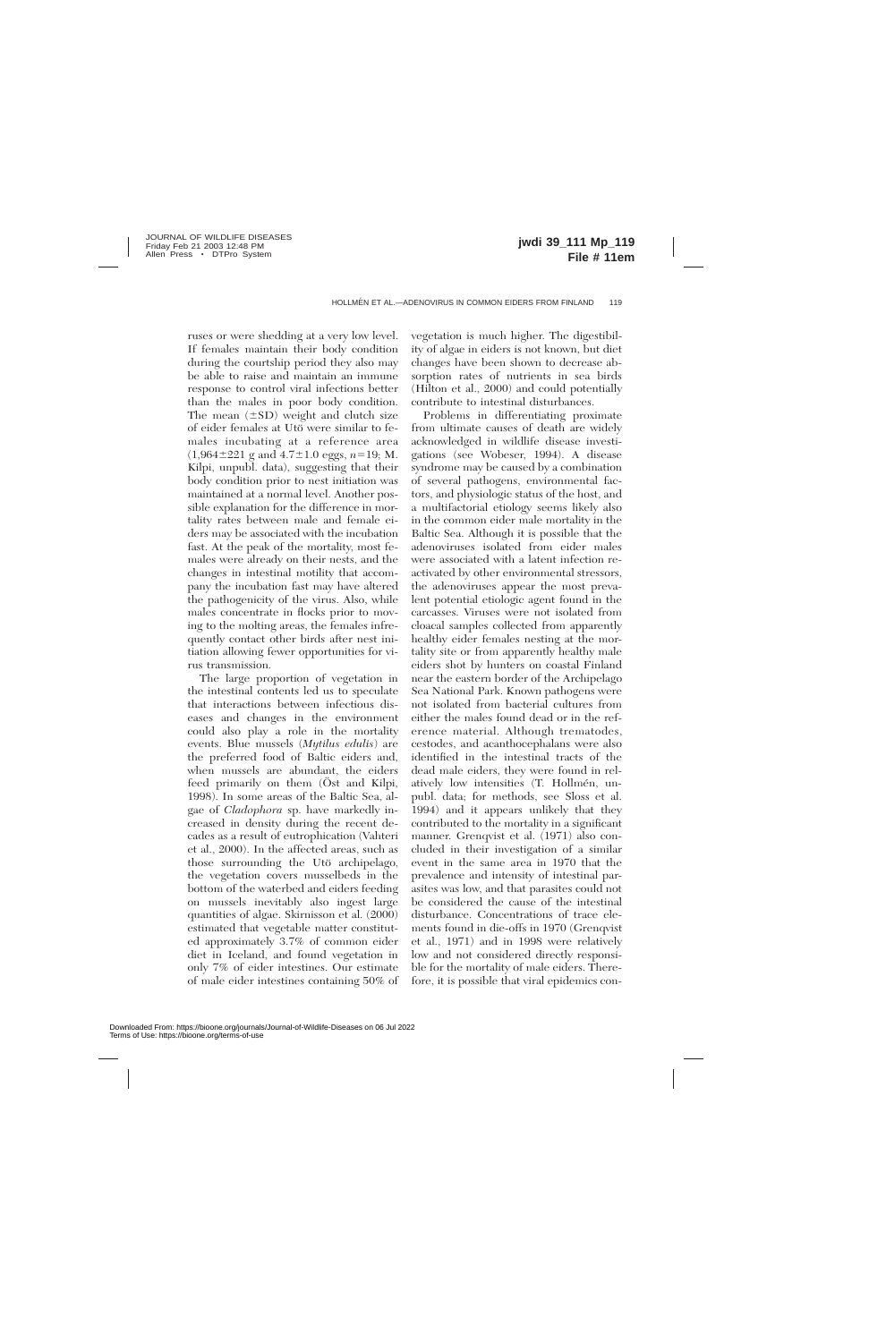ruses or were shedding at a very low level. If females maintain their body condition during the courtship period they also may be able to raise and maintain an immune response to control viral infections better than the males in poor body condition. The mean (±SD) weight and clutch size of eider females at Utö were similar to females incubating at a reference area (1,964±221 g and 4.7±1.0 eggs, $n$=19; M. Kilpi, unpubl. data), suggesting that their body condition prior to nest initiation was maintained at a normal level. Another possible explanation for the difference in mortality rates between male and female eiders may be associated with the incubation fast. At the peak of the mortality, most females were already on their nests, and the changes in intestinal motility that accompany the incubation fast may have altered the pathogenicity of the virus. Also, while males concentrate in flocks prior to moving to the molting areas, the females infrequently contact other birds after nest initiation allowing fewer opportunities for virus transmission.

The large proportion of vegetation in the intestinal contents led us to speculate that interactions between infectious diseases and changes in the environment could also play a role in the mortality events. Blue mussels (*Mytilus edulis*) are the preferred food of Baltic eiders and, when mussels are abundant, the eiders feed primarily on them (Öst and Kilpi, 1998). In some areas of the Baltic Sea, algae of *Cladophora* sp. have markedly increased in density during the recent decades as a result of eutrophication (Vahteri et al., 2000). In the affected areas, such as those surrounding the Utö archipelago, the vegetation covers musselbeds in the bottom of the waterbed and eiders feeding on mussels inevitably also ingest large quantities of algae. Skirnisson et al. (2000) estimated that vegetable matter constituted approximately 3.7% of common eider diet in Iceland, and found vegetation in only 7% of eider intestines. Our estimate of male eider intestines containing 50% of vegetation is much higher. The digestibility of algae in eiders is not known, but diet changes have been shown to decrease absorption rates of nutrients in sea birds (Hilton et al., 2000) and could potentially contribute to intestinal disturbances.

Problems in differentiating proximate from ultimate causes of death are widely acknowledged in wildlife disease investigations (see Wobeser, 1994). A disease syndrome may be caused by a combination of several pathogens, environmental factors, and physiologic status of the host, and a multifactorial etiology seems likely also in the common eider male mortality in the Baltic Sea. Although it is possible that the adenoviruses isolated from eider males were associated with a latent infection reactivated by other environmental stressors, the adenoviruses appear the most prevalent potential etiologic agent found in the carcasses. Viruses were not isolated from cloacal samples collected from apparently healthy eider females nesting at the mortality site or from apparently healthy male eiders shot by hunters on coastal Finland near the eastern border of the Archipelago Sea National Park. Known pathogens were not isolated from bacterial cultures from either the males found dead or in the reference material. Although trematodes, cestodes, and acanthocephalans were also identified in the intestinal tracts of the dead male eiders, they were found in relatively low intensities (T. Hollmén, unpubl. data; for methods, see Sloss et al. 1994) and it appears unlikely that they contributed to the mortality in a significant manner. Grenqvist et al. (1971) also concluded in their investigation of a similar event in the same area in 1970 that the prevalence and intensity of intestinal parasites was low, and that parasites could not be considered the cause of the intestinal disturbance. Concentrations of trace elements found in die-offs in 1970 (Grenqvist et al., 1971) and in 1998 were relatively low and not considered directly responsible for the mortality of male eiders. Therefore, it is possible that viral epidemics con-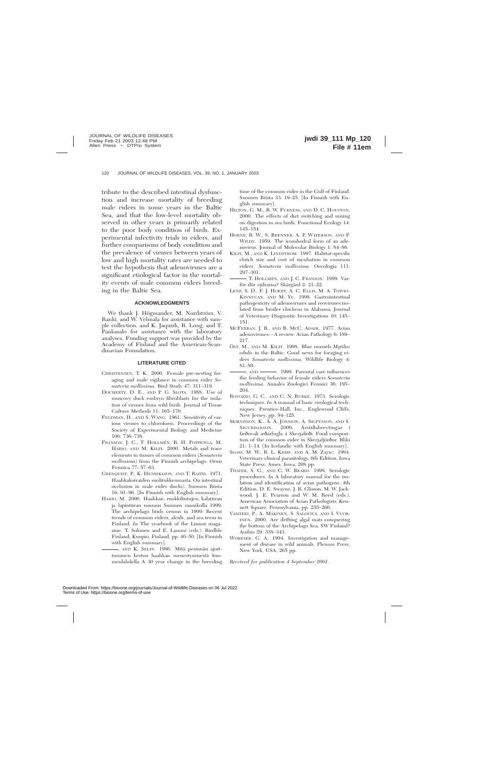tribute to the described intestinal dysfunction and increase mortality of breeding male eiders in some years in the Baltic Sea, and that the low-level mortality observed in other years is primarily related to the poor body condition of birds. Experimental infectivity trials in eiders, and further comparisons of body condition and the prevalence of viruses between years of low and high mortality rates are needed to test the hypothesis that adenoviruses are a significant etiological factor in the mortality events of male common eiders breeding in the Baltic Sea.

## ACKNOWLEDGMENTS

We thank J. Högmander, M. Nordström, V. Ranki, and W. Velmala for assistance with sample collection, and K. Jaquish, R. Long, and T. Pankasalo for assistance with the laboratory analyses. Funding support was provided by the Academy of Finland and the American-Scandinavian Foundation.

## LITERATURE CITED

CHRISTENSEN, T. K. 2000. Female pre-nesting foraging and male vigilance in common eider *Somateria mollissima*. Bird Study 47: 311–319.

DOCHERTY, D. E., AND P. G. SLOTA. 1988. Use of muscovy duck embryo fibroblasts for the isolation of viruses from wild birds. Journal of Tissue Culture Methods 11: 165–170.

FELDMAN, H., AND S. WANG. 1961. Sensitivity of various viruses to chloroform. Proceedings of the Society of Experimental Biology and Medicine 106: 736–738.

FRANSON, J. C., T. HOLLMÉN, R. H. POPPENGA, M. HARIO, AND M. KILPI. 2000. Metals and trace elements in tissues of common eiders (*Somateria mollissima*) from the Finnish archipelago. Ornis Fennica 77: 57–63.

GRENQUIST, P., K. HENRIKSSON, AND T. RAITIS. 1971. Haahkakoiraiden suolitukkeumasta. On intestinal occlusion in male eider ducks). Suomen Riista 16: 91–96. [In Finnish with English summary].

HARIO, M. 2000. Haahkan, ruokkilintujen, kalatiiran ja lapintiiran runsaus Suomen rannikolla 1999. The archipelago birds census in 1999: Recent trends of common eiders, alcids, and sea terns in Finland. *In* The yearbook of the Linnut magazine. T. Solonen and E. Lammi (eds.). Birdlife Finland, Kuopio, Finland, pp. 40–50. [In Finnish with English summary].

———, AND K. SELIN. 1986. Mitä pesinnän ajoittuminen kertoo haahkan menestymisestä Suomenlahdella A 30 year change in the breeding time of the common eider in the Gulf of Finland. Suomen Riista 33: 19–25. [In Finnish with English summary].

HILTON, G. M., R. W. FURNESS, AND D. C. HOUSTON. 2000. The effects of diet switching and mixing on digestion in sea birds. Functional Ecology 14: 145–154.

HORNE, R. W., S. BRENNER, A. P. WATERSON, AND P. WILDY. 1959. The icosahedral form of an adenovirus. Journal of Molecular Biology 1: 84–86.

KILPI, M., AND K. LINDSTRÖM. 1997. Habitat-specific clutch size and cost of incubation in common eiders, *Somateria mollissima*. Oecologia 111: 297–301.

———, T. HOLLMÉN, AND J. C. FRANSON. 1999. Varför dör ejdrarna? Skärgård 2: 21–22.

LENZ, S. D., F. J. HOERT, A. C. ELLIS, M. A. TOIVIO-KINNUCAN, AND M. YU. 1998. Gastrointestinal pathogenicity of adenoviruses and reoviruses isolated from broiler chickens in Alabama. Journal of Veterinary Diagnostic Investigations 10: 145–151.

MCFERRAN, J. B., AND B. MCC. ADAIR. 1977. Avian adenoviruses—A review. Avian Pathology 6: 189–217.

ÖST, M., AND M. KILPI. 1998. Blue mussels *Mytilus edulis* in the Baltic: Good news for foraging eiders *Somateria mollissima*. Wildlife Biology 4: 81–89.

———, AND ———. 1999. Parental care influences the feeding behavior of female eiders *Somateria mollissima*. Annales Zoologici Fennici 36: 195–204.

ROVOZZO, G. C., AND C. N. BURKE. 1973. Serologic techniques. *In* A manual of basic virological techniques. Prentice-Hall, Inc., Englewood Cliffs, New Jersey. pp. 94–125.

SKIRNISSON, K., Á. Á. JÓNSSON, A. SIGFÚSSON, AND S. SIGURÐARSON. 2000. Árstíðabreytingar í fæðuvali æðarfugla á Skerjafirði. Food composition of the common eider in Skerjafjörður. Bliki 21: 1–14. [In Icelandic with English summary].

SLOSS, M. W., R. L. KEMP, AND A. M. ZAJAC. 1994. Veterinary clinical parasitology, 6th Edition, Iowa State Press, Ames, Iowa. 208 pp.

THAYER, S. G., AND C. W. BEARD. 1998. Serologic procedures. *In* A laboratory manual for the isolation and identification of avian pathogens, 4th Edition, D. E. Swayne, J. R. Glisson, M. W. Jackwood, J. E. Pearson and W. M. Reed (eds.). American Association of Avian Pathologists, Kennett Square, Pennsylvania, pp. 255–266.

VAHTERI, P., A. MÄKINEN, S. SALOVIUS, AND I. VUORINEN. 2000. Are drifting algal mats conquering the bottom of the Archipelago Sea, SW Finland? Ambio 29: 338–343.

WOBESER, G. A. 1994. Investigation and management of disease in wild animals. Plenum Press, New York, USA, 265 pp.

*Received for publication 4 September 2001.*